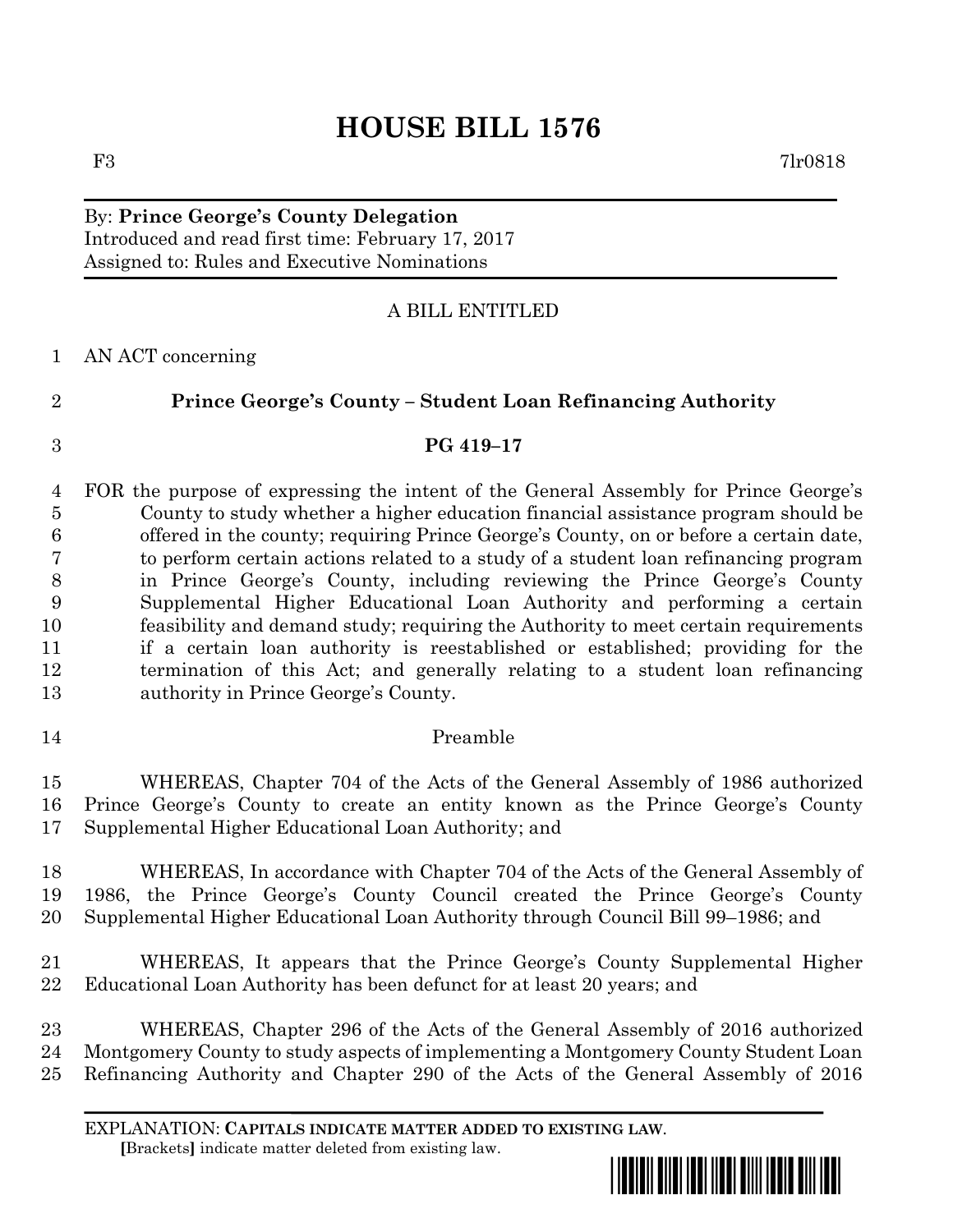# HOUSE BILL 1576

F3 7lr0818

By: **Prince George's County Delegation**
Introduced and read first time: February 17, 2017
Assigned to: Rules and Executive Nominations

A BILL ENTITLED

AN ACT concerning

**Prince George's County – Student Loan Refinancing Authority**

**PG 419–17**

FOR the purpose of expressing the intent of the General Assembly for Prince George's County to study whether a higher education financial assistance program should be offered in the county; requiring Prince George's County, on or before a certain date, to perform certain actions related to a study of a student loan refinancing program in Prince George's County, including reviewing the Prince George's County Supplemental Higher Educational Loan Authority and performing a certain feasibility and demand study; requiring the Authority to meet certain requirements if a certain loan authority is reestablished or established; providing for the termination of this Act; and generally relating to a student loan refinancing authority in Prince George's County.

Preamble

WHEREAS, Chapter 704 of the Acts of the General Assembly of 1986 authorized Prince George's County to create an entity known as the Prince George's County Supplemental Higher Educational Loan Authority; and

WHEREAS, In accordance with Chapter 704 of the Acts of the General Assembly of 1986, the Prince George's County Council created the Prince George's County Supplemental Higher Educational Loan Authority through Council Bill 99–1986; and

WHEREAS, It appears that the Prince George's County Supplemental Higher Educational Loan Authority has been defunct for at least 20 years; and

WHEREAS, Chapter 296 of the Acts of the General Assembly of 2016 authorized Montgomery County to study aspects of implementing a Montgomery County Student Loan Refinancing Authority and Chapter 290 of the Acts of the General Assembly of 2016

EXPLANATION: **CAPITALS INDICATE MATTER ADDED TO EXISTING LAW**.
**[**Brackets**]** indicate matter deleted from existing law.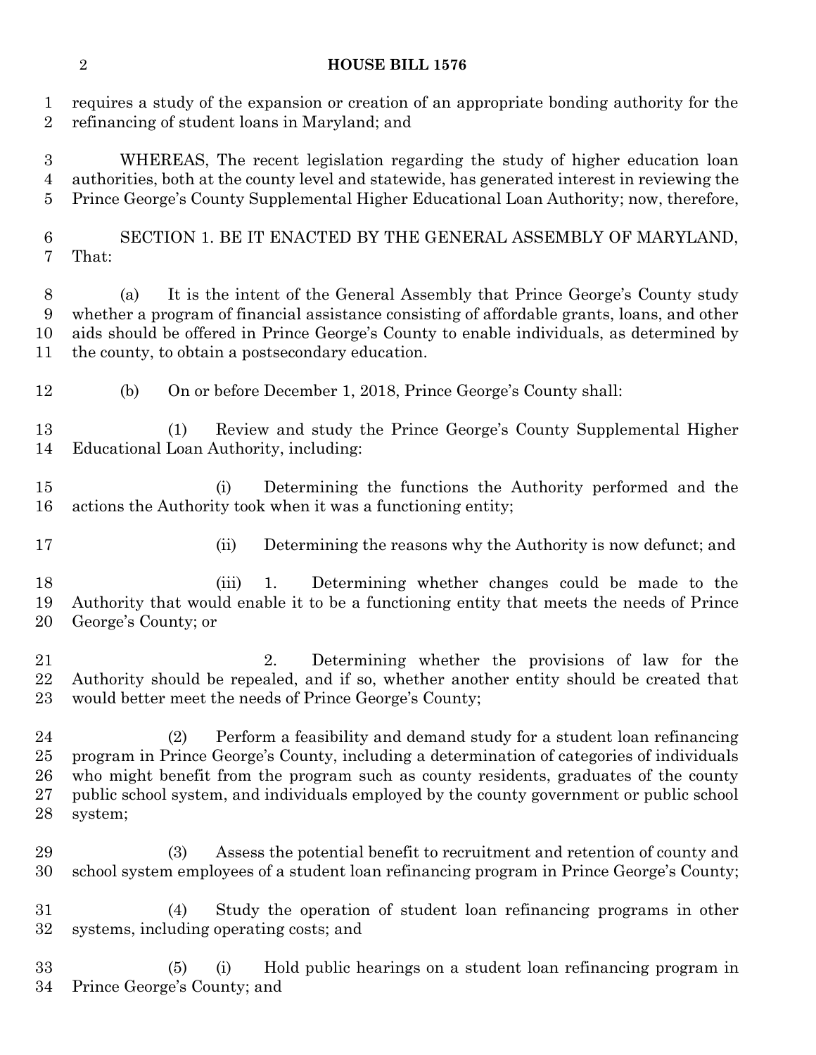requires a study of the expansion or creation of an appropriate bonding authority for the refinancing of student loans in Maryland; and

WHEREAS, The recent legislation regarding the study of higher education loan authorities, both at the county level and statewide, has generated interest in reviewing the Prince George's County Supplemental Higher Educational Loan Authority; now, therefore,

SECTION 1. BE IT ENACTED BY THE GENERAL ASSEMBLY OF MARYLAND, That:

(a) It is the intent of the General Assembly that Prince George's County study whether a program of financial assistance consisting of affordable grants, loans, and other aids should be offered in Prince George's County to enable individuals, as determined by the county, to obtain a postsecondary education.

(b) On or before December 1, 2018, Prince George's County shall:

(1) Review and study the Prince George's County Supplemental Higher Educational Loan Authority, including:

(i) Determining the functions the Authority performed and the actions the Authority took when it was a functioning entity;

(ii) Determining the reasons why the Authority is now defunct; and

(iii) 1. Determining whether changes could be made to the Authority that would enable it to be a functioning entity that meets the needs of Prince George's County; or

2. Determining whether the provisions of law for the Authority should be repealed, and if so, whether another entity should be created that would better meet the needs of Prince George's County;

(2) Perform a feasibility and demand study for a student loan refinancing program in Prince George's County, including a determination of categories of individuals who might benefit from the program such as county residents, graduates of the county public school system, and individuals employed by the county government or public school system;

(3) Assess the potential benefit to recruitment and retention of county and school system employees of a student loan refinancing program in Prince George's County;

(4) Study the operation of student loan refinancing programs in other systems, including operating costs; and

(5) (i) Hold public hearings on a student loan refinancing program in Prince George's County; and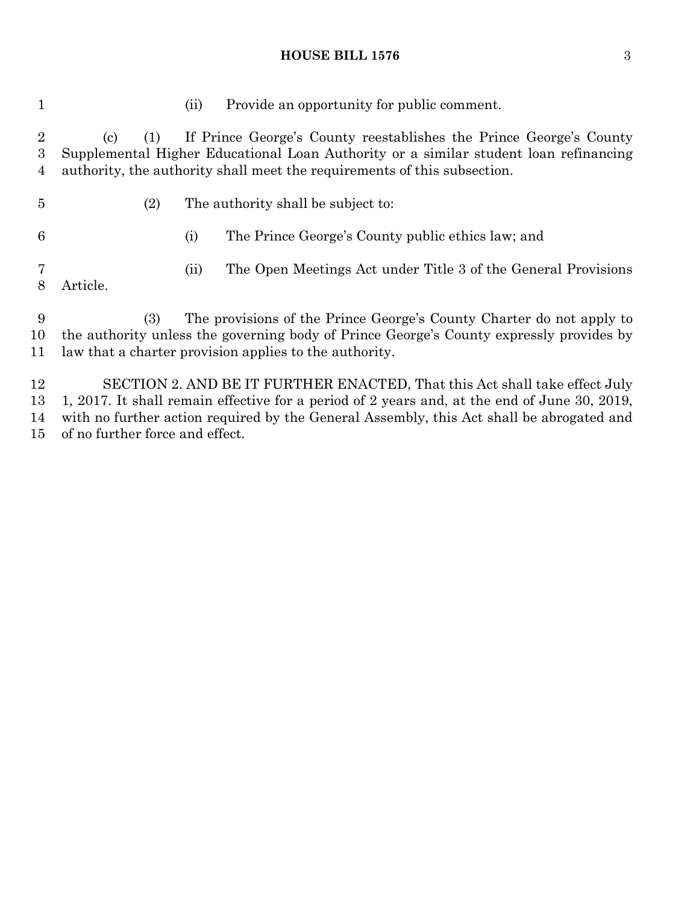(ii) Provide an opportunity for public comment.

(c) (1) If Prince George's County reestablishes the Prince George's County Supplemental Higher Educational Loan Authority or a similar student loan refinancing authority, the authority shall meet the requirements of this subsection.

(2) The authority shall be subject to:

(i) The Prince George's County public ethics law; and

(ii) The Open Meetings Act under Title 3 of the General Provisions Article.

(3) The provisions of the Prince George's County Charter do not apply to the authority unless the governing body of Prince George's County expressly provides by law that a charter provision applies to the authority.

SECTION 2. AND BE IT FURTHER ENACTED, That this Act shall take effect July 1, 2017. It shall remain effective for a period of 2 years and, at the end of June 30, 2019, with no further action required by the General Assembly, this Act shall be abrogated and of no further force and effect.